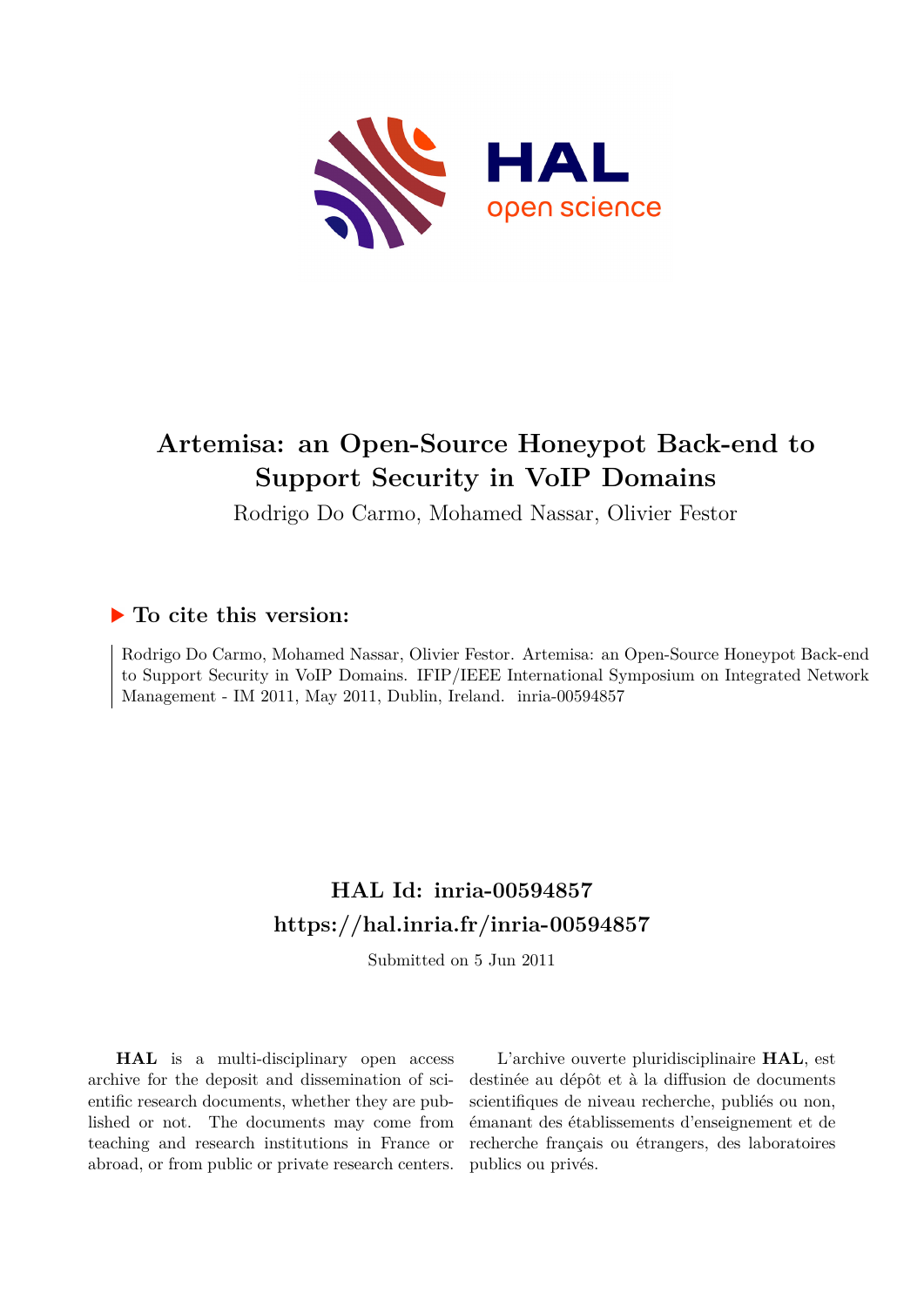# Artemisa: an Open-Source Honeypot Back-end to Support Security in VoIP Domains

Rodrigo Do Carmo, Mohamed Nassar, Olivier Festor

## To cite this version:

Rodrigo Do Carmo, Mohamed Nassar, Olivier Festor. Artemisa: an Open-Source Honeypot Back-end to Support Security in VoIP Domains. IFIP/IEEE International Symposium on Integrated Network Management - IM 2011, May 2011, Dublin, Ireland. inria-00594857

## HAL Id: inria-00594857
## https://hal.inria.fr/inria-00594857

Submitted on 5 Jun 2011

**HAL** is a multi-disciplinary open access archive for the deposit and dissemination of scientific research documents, whether they are published or not. The documents may come from teaching and research institutions in France or abroad, or from public or private research centers.

L'archive ouverte pluridisciplinaire **HAL**, est destinée au dépôt et à la diffusion de documents scientifiques de niveau recherche, publiés ou non, émanant des établissements d'enseignement et de recherche français ou étrangers, des laboratoires publics ou privés.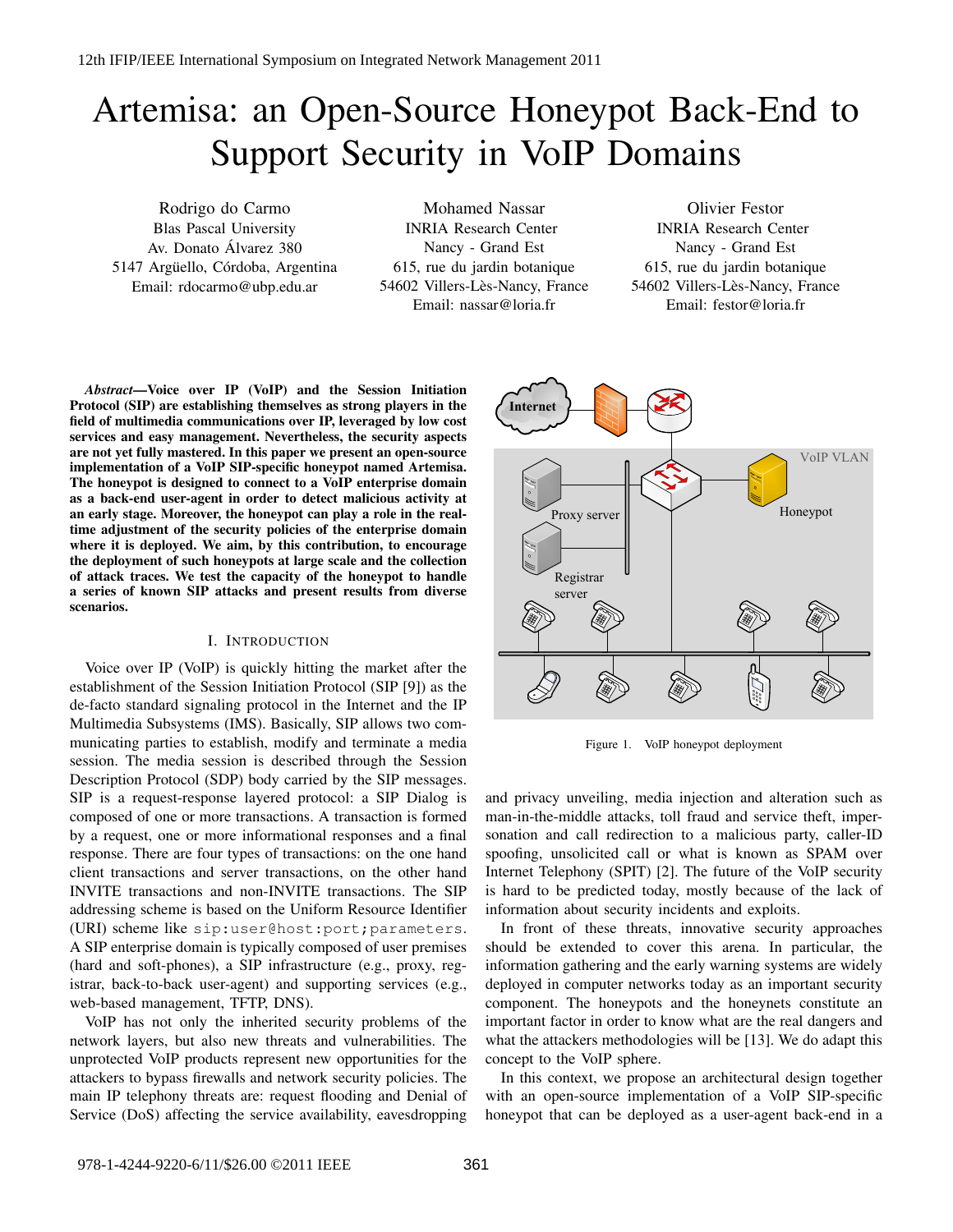# Artemisa: an Open-Source Honeypot Back-End to Support Security in VoIP Domains

Rodrigo do Carmo
Blas Pascal University
Av. Donato Álvarez 380
5147 Argüello, Córdoba, Argentina
Email: rdocarmo@ubp.edu.ar

Mohamed Nassar
INRIA Research Center
Nancy - Grand Est
615, rue du jardin botanique
54602 Villers-Lès-Nancy, France
Email: nassar@loria.fr

Olivier Festor
INRIA Research Center
Nancy - Grand Est
615, rue du jardin botanique
54602 Villers-Lès-Nancy, France
Email: festor@loria.fr

***Abstract*—Voice over IP (VoIP) and the Session Initiation Protocol (SIP) are establishing themselves as strong players in the field of multimedia communications over IP, leveraged by low cost services and easy management. Nevertheless, the security aspects are not yet fully mastered. In this paper we present an open-source implementation of a VoIP SIP-specific honeypot named Artemisa. The honeypot is designed to connect to a VoIP enterprise domain as a back-end user-agent in order to detect malicious activity at an early stage. Moreover, the honeypot can play a role in the real-time adjustment of the security policies of the enterprise domain where it is deployed. We aim, by this contribution, to encourage the deployment of such honeypots at large scale and the collection of attack traces. We test the capacity of the honeypot to handle a series of known SIP attacks and present results from diverse scenarios.**

## I. Introduction

Voice over IP (VoIP) is quickly hitting the market after the establishment of the Session Initiation Protocol (SIP [9]) as the de-facto standard signaling protocol in the Internet and the IP Multimedia Subsystems (IMS). Basically, SIP allows two communicating parties to establish, modify and terminate a media session. The media session is described through the Session Description Protocol (SDP) body carried by the SIP messages. SIP is a request-response layered protocol: a SIP Dialog is composed of one or more transactions. A transaction is formed by a request, one or more informational responses and a final response. There are four types of transactions: on the one hand client transactions and server transactions, on the other hand INVITE transactions and non-INVITE transactions. The SIP addressing scheme is based on the Uniform Resource Identifier (URI) scheme like `sip:user@host:port;parameters`. A SIP enterprise domain is typically composed of user premises (hard and soft-phones), a SIP infrastructure (e.g., proxy, registrar, back-to-back user-agent) and supporting services (e.g., web-based management, TFTP, DNS).

VoIP has not only the inherited security problems of the network layers, but also new threats and vulnerabilities. The unprotected VoIP products represent new opportunities for the attackers to bypass firewalls and network security policies. The main IP telephony threats are: request flooding and Denial of Service (DoS) affecting the service availability, eavesdropping and privacy unveiling, media injection and alteration such as man-in-the-middle attacks, toll fraud and service theft, impersonation and call redirection to a malicious party, caller-ID spoofing, unsolicited call or what is known as SPAM over Internet Telephony (SPIT) [2]. The future of the VoIP security is hard to be predicted today, mostly because of the lack of information about security incidents and exploits.

Figure 1. VoIP honeypot deployment

In front of these threats, innovative security approaches should be extended to cover this arena. In particular, the information gathering and the early warning systems are widely deployed in computer networks today as an important security component. The honeypots and the honeynets constitute an important factor in order to know what are the real dangers and what the attackers methodologies will be [13]. We do adapt this concept to the VoIP sphere.

In this context, we propose an architectural design together with an open-source implementation of a VoIP SIP-specific honeypot that can be deployed as a user-agent back-end in a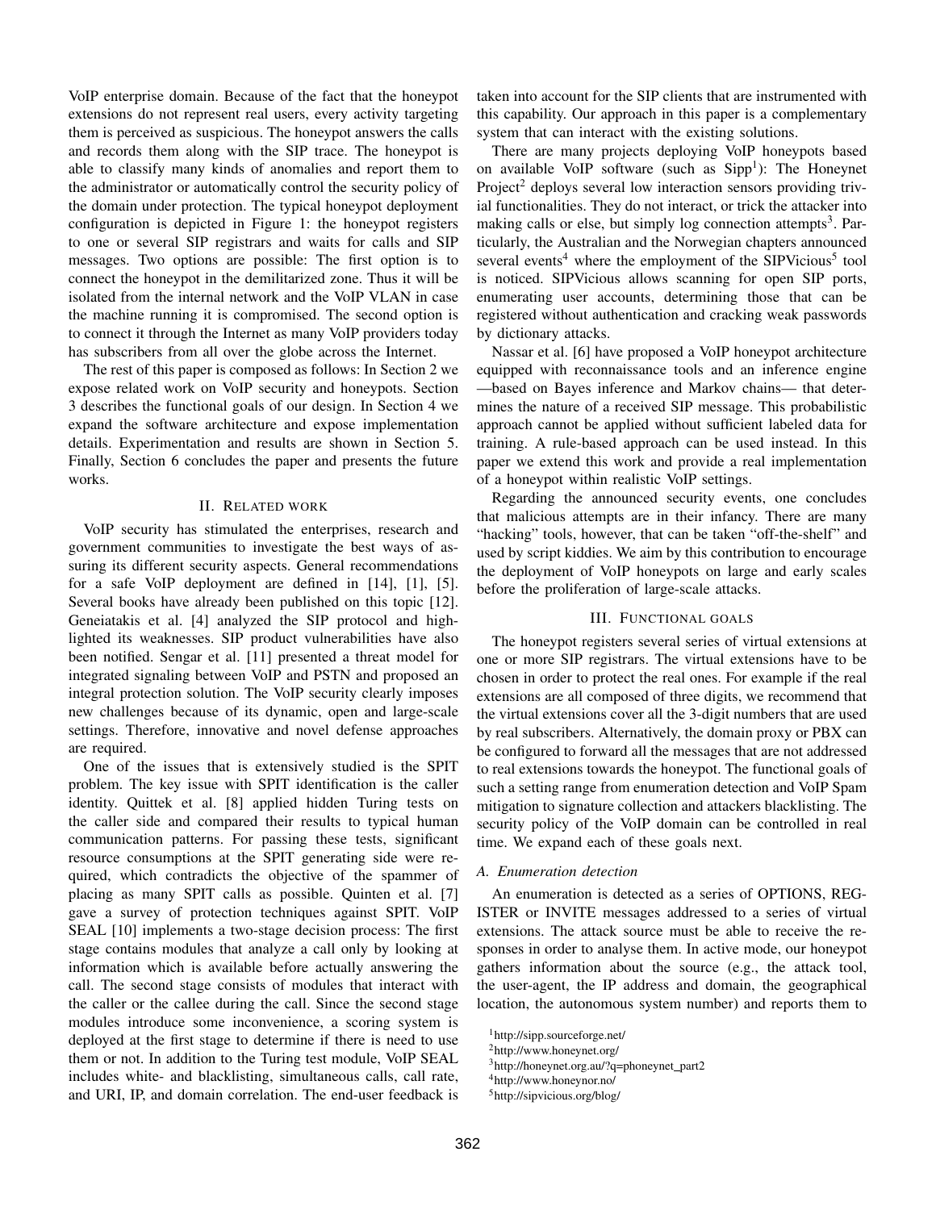VoIP enterprise domain. Because of the fact that the honeypot extensions do not represent real users, every activity targeting them is perceived as suspicious. The honeypot answers the calls and records them along with the SIP trace. The honeypot is able to classify many kinds of anomalies and report them to the administrator or automatically control the security policy of the domain under protection. The typical honeypot deployment configuration is depicted in Figure 1: the honeypot registers to one or several SIP registrars and waits for calls and SIP messages. Two options are possible: The first option is to connect the honeypot in the demilitarized zone. Thus it will be isolated from the internal network and the VoIP VLAN in case the machine running it is compromised. The second option is to connect it through the Internet as many VoIP providers today has subscribers from all over the globe across the Internet.

The rest of this paper is composed as follows: In Section 2 we expose related work on VoIP security and honeypots. Section 3 describes the functional goals of our design. In Section 4 we expand the software architecture and expose implementation details. Experimentation and results are shown in Section 5. Finally, Section 6 concludes the paper and presents the future works.

## II. Related work

VoIP security has stimulated the enterprises, research and government communities to investigate the best ways of assuring its different security aspects. General recommendations for a safe VoIP deployment are defined in [14], [1], [5]. Several books have already been published on this topic [12]. Geneiatakis et al. [4] analyzed the SIP protocol and highlighted its weaknesses. SIP product vulnerabilities have also been notified. Sengar et al. [11] presented a threat model for integrated signaling between VoIP and PSTN and proposed an integral protection solution. The VoIP security clearly imposes new challenges because of its dynamic, open and large-scale settings. Therefore, innovative and novel defense approaches are required.

One of the issues that is extensively studied is the SPIT problem. The key issue with SPIT identification is the caller identity. Quittek et al. [8] applied hidden Turing tests on the caller side and compared their results to typical human communication patterns. For passing these tests, significant resource consumptions at the SPIT generating side were required, which contradicts the objective of the spammer of placing as many SPIT calls as possible. Quinten et al. [7] gave a survey of protection techniques against SPIT. VoIP SEAL [10] implements a two-stage decision process: The first stage contains modules that analyze a call only by looking at information which is available before actually answering the call. The second stage consists of modules that interact with the caller or the callee during the call. Since the second stage modules introduce some inconvenience, a scoring system is deployed at the first stage to determine if there is need to use them or not. In addition to the Turing test module, VoIP SEAL includes white- and blacklisting, simultaneous calls, call rate, and URI, IP, and domain correlation. The end-user feedback is taken into account for the SIP clients that are instrumented with this capability. Our approach in this paper is a complementary system that can interact with the existing solutions.

There are many projects deploying VoIP honeypots based on available VoIP software (such as Sipp[1]): The Honeynet Project[2] deploys several low interaction sensors providing trivial functionalities. They do not interact, or trick the attacker into making calls or else, but simply log connection attempts[3]. Particularly, the Australian and the Norwegian chapters announced several events[4] where the employment of the SIPVicious[5] tool is noticed. SIPVicious allows scanning for open SIP ports, enumerating user accounts, determining those that can be registered without authentication and cracking weak passwords by dictionary attacks.

Nassar et al. [6] have proposed a VoIP honeypot architecture equipped with reconnaissance tools and an inference engine —based on Bayes inference and Markov chains— that determines the nature of a received SIP message. This probabilistic approach cannot be applied without sufficient labeled data for training. A rule-based approach can be used instead. In this paper we extend this work and provide a real implementation of a honeypot within realistic VoIP settings.

Regarding the announced security events, one concludes that malicious attempts are in their infancy. There are many "hacking" tools, however, that can be taken "off-the-shelf" and used by script kiddies. We aim by this contribution to encourage the deployment of VoIP honeypots on large and early scales before the proliferation of large-scale attacks.

## III. Functional goals

The honeypot registers several series of virtual extensions at one or more SIP registrars. The virtual extensions have to be chosen in order to protect the real ones. For example if the real extensions are all composed of three digits, we recommend that the virtual extensions cover all the 3-digit numbers that are used by real subscribers. Alternatively, the domain proxy or PBX can be configured to forward all the messages that are not addressed to real extensions towards the honeypot. The functional goals of such a setting range from enumeration detection and VoIP Spam mitigation to signature collection and attackers blacklisting. The security policy of the VoIP domain can be controlled in real time. We expand each of these goals next.

### A. Enumeration detection

An enumeration is detected as a series of OPTIONS, REGISTER or INVITE messages addressed to a series of virtual extensions. The attack source must be able to receive the responses in order to analyse them. In active mode, our honeypot gathers information about the source (e.g., the attack tool, the user-agent, the IP address and domain, the geographical location, the autonomous system number) and reports them to

[1] http://sipp.sourceforge.net/

[2] http://www.honeynet.org/

[3] http://honeynet.org.au/?q=phoneynet_part2

[4] http://www.honeynor.no/

[5] http://sipvicious.org/blog/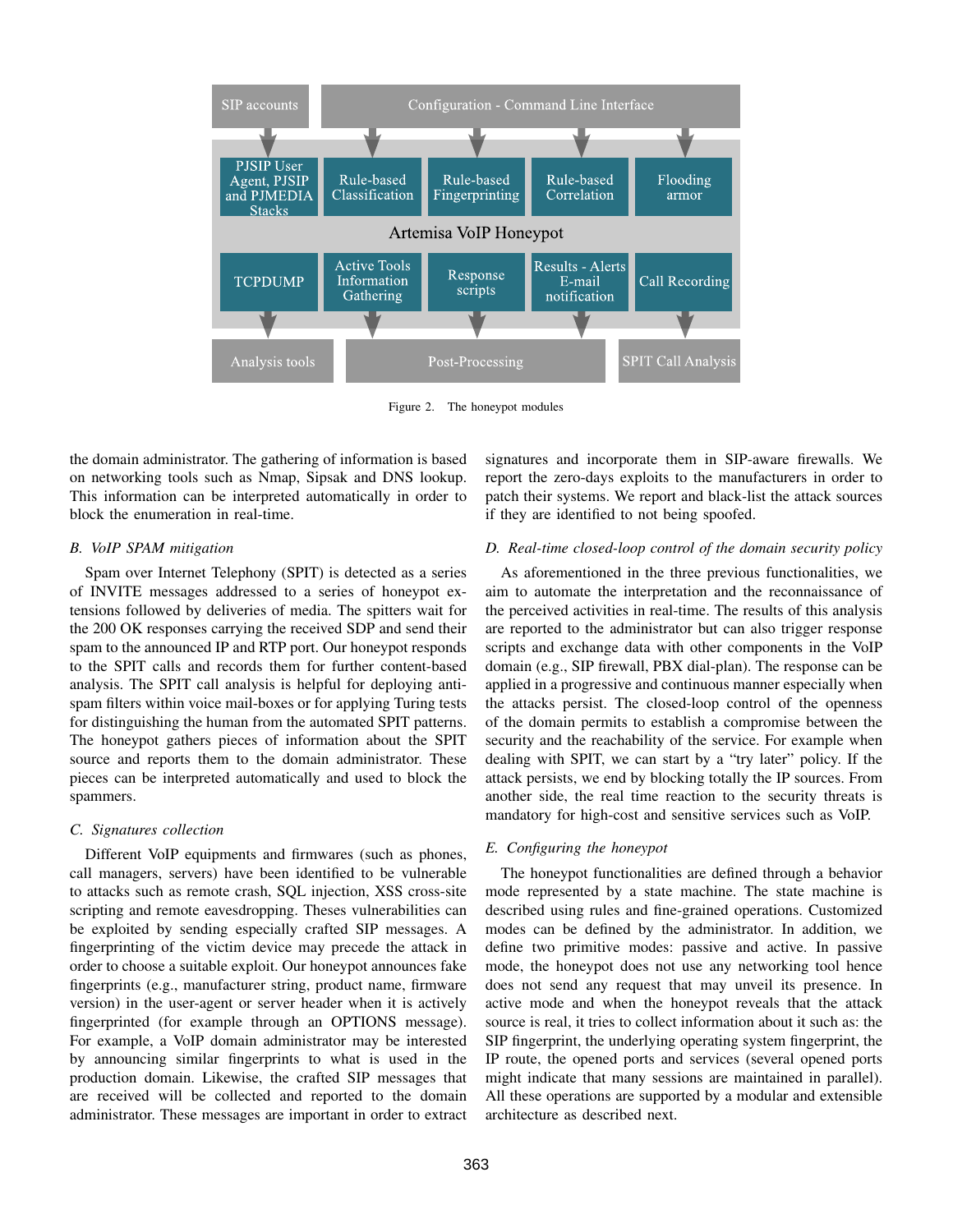Figure 2. The honeypot modules

the domain administrator. The gathering of information is based on networking tools such as Nmap, Sipsak and DNS lookup. This information can be interpreted automatically in order to block the enumeration in real-time.

### B. VoIP SPAM mitigation

Spam over Internet Telephony (SPIT) is detected as a series of INVITE messages addressed to a series of honeypot extensions followed by deliveries of media. The spitters wait for the 200 OK responses carrying the received SDP and send their spam to the announced IP and RTP port. Our honeypot responds to the SPIT calls and records them for further content-based analysis. The SPIT call analysis is helpful for deploying anti-spam filters within voice mail-boxes or for applying Turing tests for distinguishing the human from the automated SPIT patterns. The honeypot gathers pieces of information about the SPIT source and reports them to the domain administrator. These pieces can be interpreted automatically and used to block the spammers.

### C. Signatures collection

Different VoIP equipments and firmwares (such as phones, call managers, servers) have been identified to be vulnerable to attacks such as remote crash, SQL injection, XSS cross-site scripting and remote eavesdropping. Theses vulnerabilities can be exploited by sending especially crafted SIP messages. A fingerprinting of the victim device may precede the attack in order to choose a suitable exploit. Our honeypot announces fake fingerprints (e.g., manufacturer string, product name, firmware version) in the user-agent or server header when it is actively fingerprinted (for example through an OPTIONS message). For example, a VoIP domain administrator may be interested by announcing similar fingerprints to what is used in the production domain. Likewise, the crafted SIP messages that are received will be collected and reported to the domain administrator. These messages are important in order to extract signatures and incorporate them in SIP-aware firewalls. We report the zero-days exploits to the manufacturers in order to patch their systems. We report and black-list the attack sources if they are identified to not being spoofed.

### D. Real-time closed-loop control of the domain security policy

As aforementioned in the three previous functionalities, we aim to automate the interpretation and the reconnaissance of the perceived activities in real-time. The results of this analysis are reported to the administrator but can also trigger response scripts and exchange data with other components in the VoIP domain (e.g., SIP firewall, PBX dial-plan). The response can be applied in a progressive and continuous manner especially when the attacks persist. The closed-loop control of the openness of the domain permits to establish a compromise between the security and the reachability of the service. For example when dealing with SPIT, we can start by a "try later" policy. If the attack persists, we end by blocking totally the IP sources. From another side, the real time reaction to the security threats is mandatory for high-cost and sensitive services such as VoIP.

### E. Configuring the honeypot

The honeypot functionalities are defined through a behavior mode represented by a state machine. The state machine is described using rules and fine-grained operations. Customized modes can be defined by the administrator. In addition, we define two primitive modes: passive and active. In passive mode, the honeypot does not use any networking tool hence does not send any request that may unveil its presence. In active mode and when the honeypot reveals that the attack source is real, it tries to collect information about it such as: the SIP fingerprint, the underlying operating system fingerprint, the IP route, the opened ports and services (several opened ports might indicate that many sessions are maintained in parallel). All these operations are supported by a modular and extensible architecture as described next.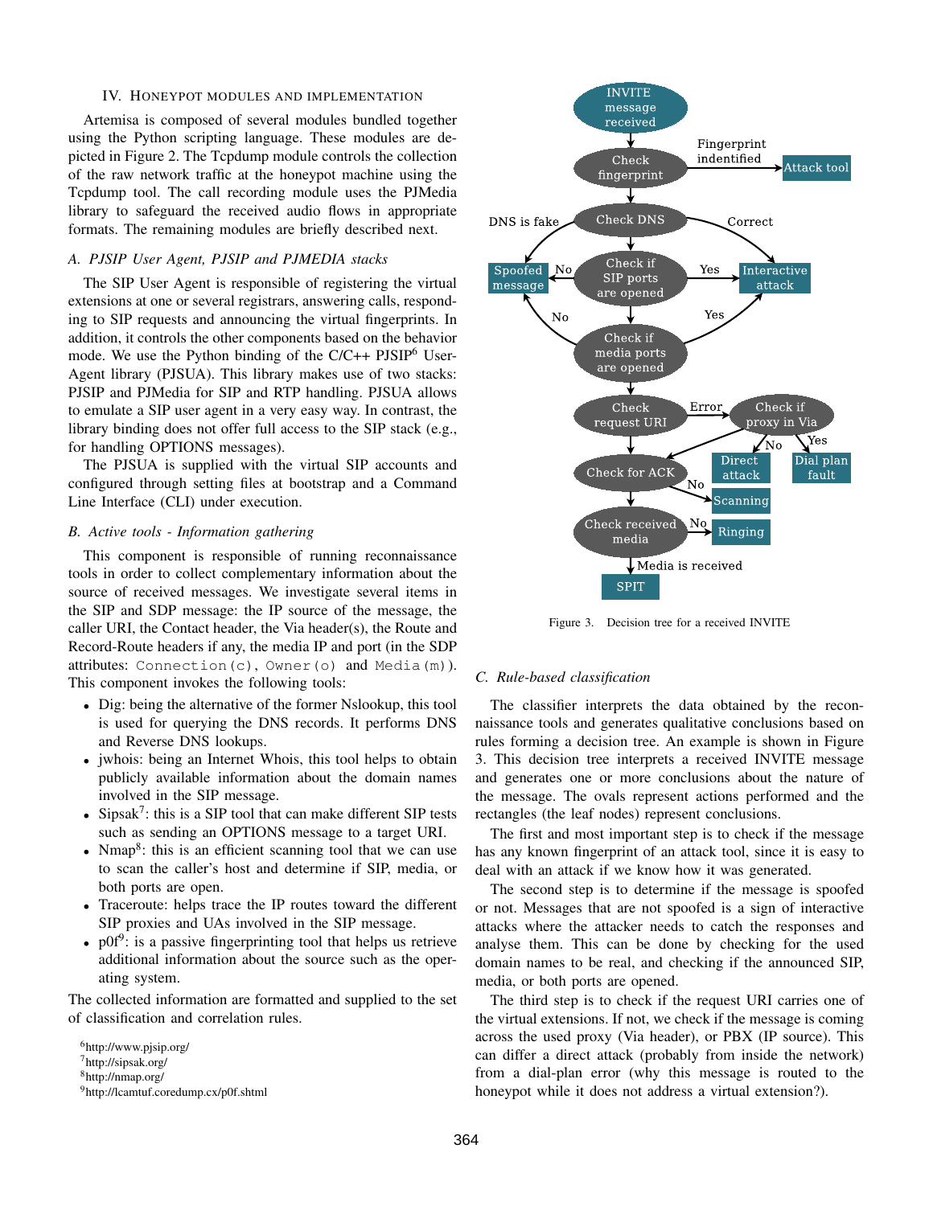## IV. Honeypot modules and implementation

Artemisa is composed of several modules bundled together using the Python scripting language. These modules are depicted in Figure 2. The Tcpdump module controls the collection of the raw network traffic at the honeypot machine using the Tcpdump tool. The call recording module uses the PJMedia library to safeguard the received audio flows in appropriate formats. The remaining modules are briefly described next.

### A. PJSIP User Agent, PJSIP and PJMEDIA stacks

The SIP User Agent is responsible of registering the virtual extensions at one or several registrars, answering calls, responding to SIP requests and announcing the virtual fingerprints. In addition, it controls the other components based on the behavior mode. We use the Python binding of the C/C++ PJSIP[6] User-Agent library (PJSUA). This library makes use of two stacks: PJSIP and PJMedia for SIP and RTP handling. PJSUA allows to emulate a SIP user agent in a very easy way. In contrast, the library binding does not offer full access to the SIP stack (e.g., for handling OPTIONS messages).

The PJSUA is supplied with the virtual SIP accounts and configured through setting files at bootstrap and a Command Line Interface (CLI) under execution.

### B. Active tools - Information gathering

This component is responsible of running reconnaissance tools in order to collect complementary information about the source of received messages. We investigate several items in the SIP and SDP message: the IP source of the message, the caller URI, the Contact header, the Via header(s), the Route and Record-Route headers if any, the media IP and port (in the SDP attributes: `Connection(c)`, `Owner(o)` and `Media(m)`). This component invokes the following tools:

- Dig: being the alternative of the former Nslookup, this tool is used for querying the DNS records. It performs DNS and Reverse DNS lookups.
- jwhois: being an Internet Whois, this tool helps to obtain publicly available information about the domain names involved in the SIP message.
- Sipsak[7]: this is a SIP tool that can make different SIP tests such as sending an OPTIONS message to a target URI.
- Nmap[8]: this is an efficient scanning tool that we can use to scan the caller's host and determine if SIP, media, or both ports are open.
- Traceroute: helps trace the IP routes toward the different SIP proxies and UAs involved in the SIP message.
- p0f[9]: is a passive fingerprinting tool that helps us retrieve additional information about the source such as the operating system.

The collected information are formatted and supplied to the set of classification and correlation rules.

[6] http://www.pjsip.org/
[7] http://sipsak.org/
[8] http://nmap.org/
[9] http://lcamtuf.coredump.cx/p0f.shtml

Figure 3. Decision tree for a received INVITE

### C. Rule-based classification

The classifier interprets the data obtained by the reconnaissance tools and generates qualitative conclusions based on rules forming a decision tree. An example is shown in Figure 3. This decision tree interprets a received INVITE message and generates one or more conclusions about the nature of the message. The ovals represent actions performed and the rectangles (the leaf nodes) represent conclusions.

The first and most important step is to check if the message has any known fingerprint of an attack tool, since it is easy to deal with an attack if we know how it was generated.

The second step is to determine if the message is spoofed or not. Messages that are not spoofed is a sign of interactive attacks where the attacker needs to catch the responses and analyse them. This can be done by checking for the used domain names to be real, and checking if the announced SIP, media, or both ports are opened.

The third step is to check if the request URI carries one of the virtual extensions. If not, we check if the message is coming across the used proxy (Via header), or PBX (IP source). This can differ a direct attack (probably from inside the network) from a dial-plan error (why this message is routed to the honeypot while it does not address a virtual extension?).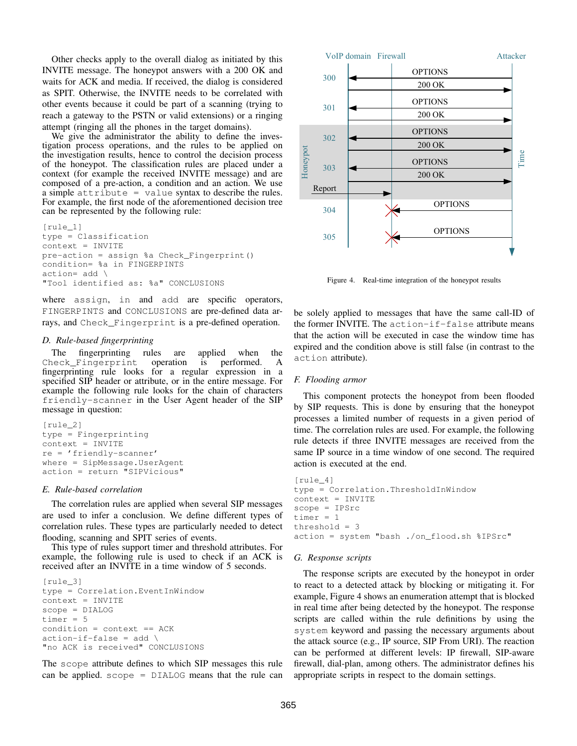Other checks apply to the overall dialog as initiated by this INVITE message. The honeypot answers with a 200 OK and waits for ACK and media. If received, the dialog is considered as SPIT. Otherwise, the INVITE needs to be correlated with other events because it could be part of a scanning (trying to reach a gateway to the PSTN or valid extensions) or a ringing attempt (ringing all the phones in the target domains).

We give the administrator the ability to define the investigation process operations, and the rules to be applied on the investigation results, hence to control the decision process of the honeypot. The classification rules are placed under a context (for example the received INVITE message) and are composed of a pre-action, a condition and an action. We use a simple `attribute = value` syntax to describe the rules. For example, the first node of the aforementioned decision tree can be represented by the following rule:

```
[rule_1]
type = Classification
context = INVITE
pre-action = assign %a Check_Fingerprint()
condition= %a in FINGERPINTS
action= add \
"Tool identified as: %a" CONCLUSIONS
```

where `assign`, `in` and `add` are specific operators, `FINGERPINTS` and `CONCLUSIONS` are pre-defined data arrays, and `Check_Fingerprint` is a pre-defined operation.

### *D. Rule-based fingerprinting*

The fingerprinting rules are applied when the `Check_Fingerprint` operation is performed. A fingerprinting rule looks for a regular expression in a specified SIP header or attribute, or in the entire message. For example the following rule looks for the chain of characters `friendly-scanner` in the User Agent header of the SIP message in question:

```
[rule_2]
type = Fingerprinting
context = INVITE
re = 'friendly-scanner'
where = SipMessage.UserAgent
action = return "SIPVicious"
```

### *E. Rule-based correlation*

The correlation rules are applied when several SIP messages are used to infer a conclusion. We define different types of correlation rules. These types are particularly needed to detect flooding, scanning and SPIT series of events.

This type of rules support timer and threshold attributes. For example, the following rule is used to check if an ACK is received after an INVITE in a time window of 5 seconds.

```
[rule_3]
type = Correlation.EventInWindow
context = INVITE
scope = DIALOG
timer = 5
condition = context == ACK
action-if-false = add \
"no ACK is received" CONCLUSIONS
```

The `scope` attribute defines to which SIP messages this rule can be applied. `scope = DIALOG` means that the rule can be solely applied to messages that have the same call-ID of the former INVITE. The `action-if-false` attribute means that the action will be executed in case the window time has expired and the condition above is still false (in contrast to the `action` attribute).

### *F. Flooding armor*

This component protects the honeypot from been flooded by SIP requests. This is done by ensuring that the honeypot processes a limited number of requests in a given period of time. The correlation rules are used. For example, the following rule detects if three INVITE messages are received from the same IP source in a time window of one second. The required action is executed at the end.

```
[rule_4]
type = Correlation.ThresholdInWindow
context = INVITE
scope = IPSrc
timer = 1
threshold = 3
action = system "bash ./on_flood.sh %IPSrc"
```

### *G. Response scripts*

The response scripts are executed by the honeypot in order to react to a detected attack by blocking or mitigating it. For example, Figure 4 shows an enumeration attempt that is blocked in real time after being detected by the honeypot. The response scripts are called within the rule definitions by using the `system` keyword and passing the necessary arguments about the attack source (e.g., IP source, SIP From URI). The reaction can be performed at different levels: IP firewall, SIP-aware firewall, dial-plan, among others. The administrator defines his appropriate scripts in respect to the domain settings.

Figure 4. Real-time integration of the honeypot results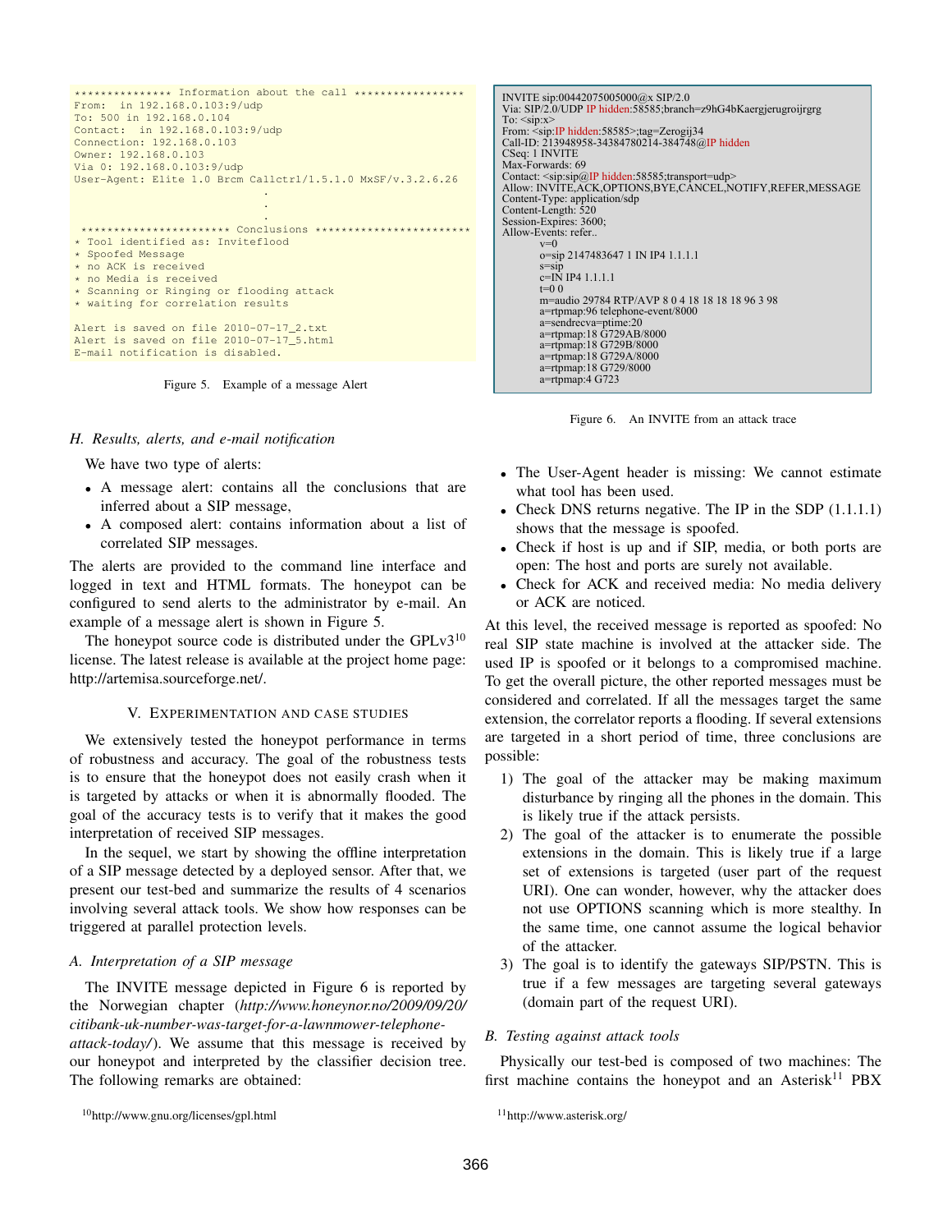```
*************** Information about the call *****************
From:  in 192.168.0.103:9/udp
To: 500 in 192.168.0.104
Contact:  in 192.168.0.103:9/udp
Connection: 192.168.0.103
Owner: 192.168.0.103
Via 0: 192.168.0.103:9/udp
User-Agent: Elite 1.0 Brcm Callctrl/1.5.1.0 MxSF/v.3.2.6.26
                              .
                              .
                              .
 ********************** Conclusions ***********************
* Tool identified as: Inviteflood
* Spoofed Message
* no ACK is received
* no Media is received
* Scanning or Ringing or flooding attack
* waiting for correlation results

Alert is saved on file 2010-07-17_2.txt
Alert is saved on file 2010-07-17_5.html
E-mail notification is disabled.
```

Figure 5. Example of a message Alert

### H. Results, alerts, and e-mail notification

We have two type of alerts:

- A message alert: contains all the conclusions that are inferred about a SIP message,
- A composed alert: contains information about a list of correlated SIP messages.

The alerts are provided to the command line interface and logged in text and HTML formats. The honeypot can be configured to send alerts to the administrator by e-mail. An example of a message alert is shown in Figure 5.

The honeypot source code is distributed under the GPLv3[10] license. The latest release is available at the project home page: http://artemisa.sourceforge.net/.

## V. Experimentation and Case Studies

We extensively tested the honeypot performance in terms of robustness and accuracy. The goal of the robustness tests is to ensure that the honeypot does not easily crash when it is targeted by attacks or when it is abnormally flooded. The goal of the accuracy tests is to verify that it makes the good interpretation of received SIP messages.

In the sequel, we start by showing the offline interpretation of a SIP message detected by a deployed sensor. After that, we present our test-bed and summarize the results of 4 scenarios involving several attack tools. We show how responses can be triggered at parallel protection levels.

### A. Interpretation of a SIP message

The INVITE message depicted in Figure 6 is reported by the Norwegian chapter (*http://www.honeynor.no/2009/09/20/citibank-uk-number-was-target-for-a-lawnmower-telephone-attack-today/*). We assume that this message is received by our honeypot and interpreted by the classifier decision tree. The following remarks are obtained:

```
INVITE sip:00442075005000@x SIP/2.0
Via: SIP/2.0/UDP IP hidden:58585;branch=z9hG4bKaergjerugroijrgrg
To: <sip:x>
From: <sip:IP hidden:58585>;tag=Zerogij34
Call-ID: 213948958-34384780214-384748@IP hidden
CSeq: 1 INVITE
Max-Forwards: 69
Contact: <sip:sip@IP hidden:58585;transport=udp>
Allow: INVITE,ACK,OPTIONS,BYE,CANCEL,NOTIFY,REFER,MESSAGE
Content-Type: application/sdp
Content-Length: 520
Session-Expires: 3600;
Allow-Events: refer..
        v=0
        o=sip 2147483647 1 IN IP4 1.1.1.1
        s=sip
        c=IN IP4 1.1.1.1
        t=0 0
        m=audio 29784 RTP/AVP 8 0 4 18 18 18 18 96 3 98
        a=rtpmap:96 telephone-event/8000
        a=sendrecva=ptime:20
        a=rtpmap:18 G729AB/8000
        a=rtpmap:18 G729B/8000
        a=rtpmap:18 G729A/8000
        a=rtpmap:18 G729/8000
        a=rtpmap:4 G723
```

Figure 6. An INVITE from an attack trace

- The User-Agent header is missing: We cannot estimate what tool has been used.
- Check DNS returns negative. The IP in the SDP (1.1.1.1) shows that the message is spoofed.
- Check if host is up and if SIP, media, or both ports are open: The host and ports are surely not available.
- Check for ACK and received media: No media delivery or ACK are noticed.

At this level, the received message is reported as spoofed: No real SIP state machine is involved at the attacker side. The used IP is spoofed or it belongs to a compromised machine. To get the overall picture, the other reported messages must be considered and correlated. If all the messages target the same extension, the correlator reports a flooding. If several extensions are targeted in a short period of time, three conclusions are possible:

1) The goal of the attacker may be making maximum disturbance by ringing all the phones in the domain. This is likely true if the attack persists.
2) The goal of the attacker is to enumerate the possible extensions in the domain. This is likely true if a large set of extensions is targeted (user part of the request URI). One can wonder, however, why the attacker does not use OPTIONS scanning which is more stealthy. In the same time, one cannot assume the logical behavior of the attacker.
3) The goal is to identify the gateways SIP/PSTN. This is true if a few messages are targeting several gateways (domain part of the request URI).

### B. Testing against attack tools

Physically our test-bed is composed of two machines: The first machine contains the honeypot and an Asterisk[11] PBX

[10] http://www.gnu.org/licenses/gpl.html

[11] http://www.asterisk.org/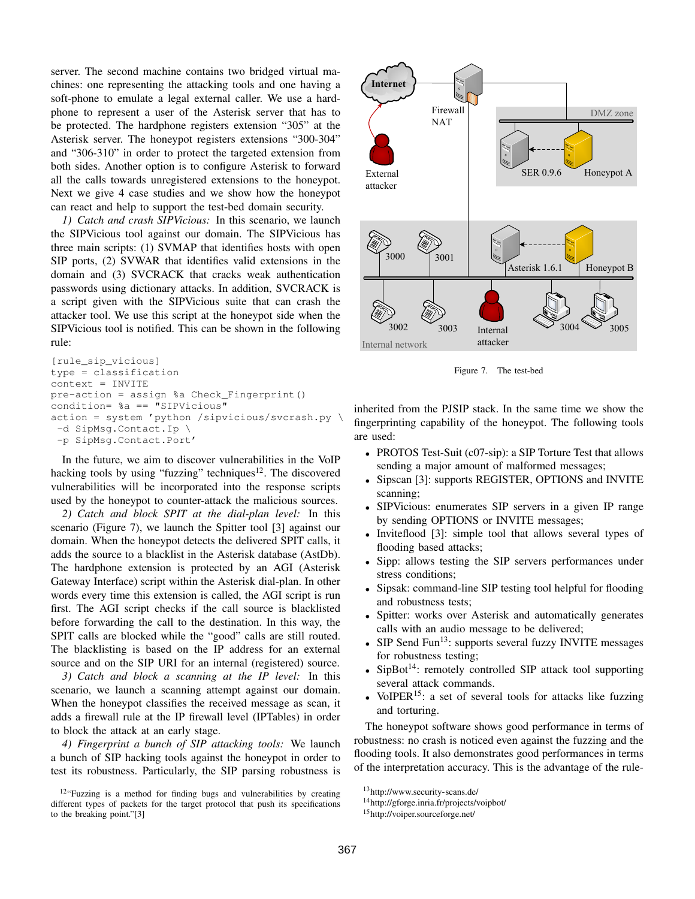server. The second machine contains two bridged virtual machines: one representing the attacking tools and one having a soft-phone to emulate a legal external caller. We use a hardphone to represent a user of the Asterisk server that has to be protected. The hardphone registers extension "305" at the Asterisk server. The honeypot registers extensions "300-304" and "306-310" in order to protect the targeted extension from both sides. Another option is to configure Asterisk to forward all the calls towards unregistered extensions to the honeypot. Next we give 4 case studies and we show how the honeypot can react and help to support the test-bed domain security.

*1) Catch and crash SIPVicious:* In this scenario, we launch the SIPVicious tool against our domain. The SIPVicious has three main scripts: (1) SVMAP that identifies hosts with open SIP ports, (2) SVWAR that identifies valid extensions in the domain and (3) SVCRACK that cracks weak authentication passwords using dictionary attacks. In addition, SVCRACK is a script given with the SIPVicious suite that can crash the attacker tool. We use this script at the honeypot side when the SIPVicious tool is notified. This can be shown in the following rule:

```
[rule_sip_vicious]
type = classification
context = INVITE
pre-action = assign %a Check_Fingerprint()
condition= %a == "SIPVicious"
action = system 'python /sipvicious/svcrash.py \
 -d SipMsg.Contact.Ip \
 -p SipMsg.Contact.Port'
```

In the future, we aim to discover vulnerabilities in the VoIP hacking tools by using "fuzzing" techniques[12]. The discovered vulnerabilities will be incorporated into the response scripts used by the honeypot to counter-attack the malicious sources.

*2) Catch and block SPIT at the dial-plan level:* In this scenario (Figure 7), we launch the Spitter tool [3] against our domain. When the honeypot detects the delivered SPIT calls, it adds the source to a blacklist in the Asterisk database (AstDb). The hardphone extension is protected by an AGI (Asterisk Gateway Interface) script within the Asterisk dial-plan. In other words every time this extension is called, the AGI script is run first. The AGI script checks if the call source is blacklisted before forwarding the call to the destination. In this way, the SPIT calls are blocked while the "good" calls are still routed. The blacklisting is based on the IP address for an external source and on the SIP URI for an internal (registered) source.

*3) Catch and block a scanning at the IP level:* In this scenario, we launch a scanning attempt against our domain. When the honeypot classifies the received message as scan, it adds a firewall rule at the IP firewall level (IPTables) in order to block the attack at an early stage.

*4) Fingerprint a bunch of SIP attacking tools:* We launch a bunch of SIP hacking tools against the honeypot in order to test its robustness. Particularly, the SIP parsing robustness is inherited from the PJSIP stack. In the same time we show the fingerprinting capability of the honeypot. The following tools are used:

- PROTOS Test-Suit (c07-sip): a SIP Torture Test that allows sending a major amount of malformed messages;
- Sipscan [3]: supports REGISTER, OPTIONS and INVITE scanning;
- SIPVicious: enumerates SIP servers in a given IP range by sending OPTIONS or INVITE messages;
- Inviteflood [3]: simple tool that allows several types of flooding based attacks;
- Sipp: allows testing the SIP servers performances under stress conditions;
- Sipsak: command-line SIP testing tool helpful for flooding and robustness tests;
- Spitter: works over Asterisk and automatically generates calls with an audio message to be delivered;
- SIP Send Fun[13]: supports several fuzzy INVITE messages for robustness testing;
- SipBot[14]: remotely controlled SIP attack tool supporting several attack commands.
- VoIPER[15]: a set of several tools for attacks like fuzzing and torturing.

The honeypot software shows good performance in terms of robustness: no crash is noticed even against the fuzzing and the flooding tools. It also demonstrates good performances in terms of the interpretation accuracy. This is the advantage of the rule-

Figure 7. The test-bed

[12]"Fuzzing is a method for finding bugs and vulnerabilities by creating different types of packets for the target protocol that push its specifications to the breaking point."[3]

[13]http://www.security-scans.de/

[14]http://gforge.inria.fr/projects/voipbot/

[15]http://voiper.sourceforge.net/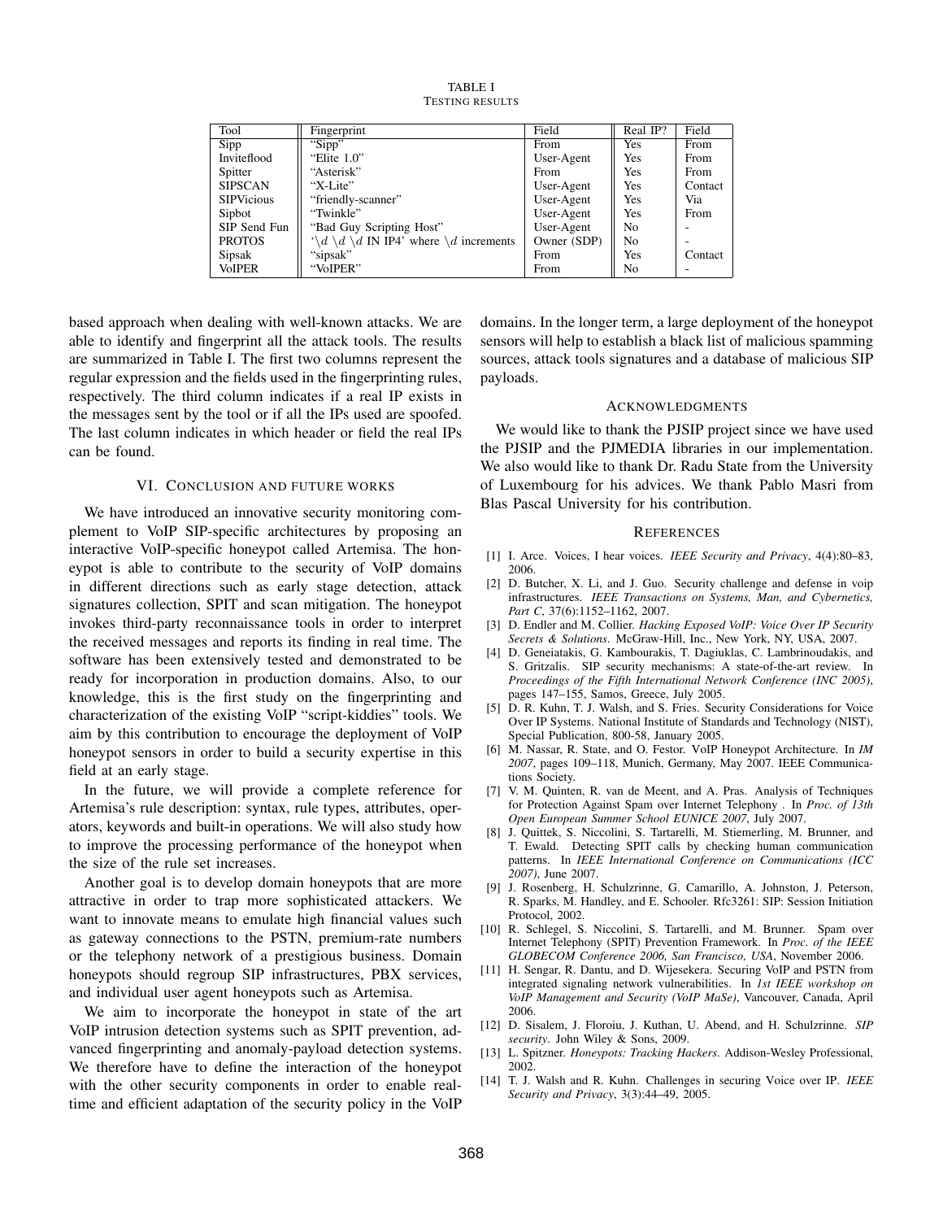TABLE I
TESTING RESULTS

| Tool | Fingerprint | Field | Real IP? | Field |
|---|---|---|---|---|
| Sipp | "Sipp" | From | Yes | From |
| Inviteflood | "Elite 1.0" | User-Agent | Yes | From |
| Spitter | "Asterisk" | From | Yes | From |
| SIPSCAN | "X-Lite" | User-Agent | Yes | Contact |
| SIPVicious | "friendly-scanner" | User-Agent | Yes | Via |
| Sipbot | "Twinkle" | User-Agent | Yes | From |
| SIP Send Fun | "Bad Guy Scripting Host" | User-Agent | No | - |
| PROTOS | '$\backslash d$ $\backslash d$ $\backslash d$ IN IP4' where $\backslash d$ increments | Owner (SDP) | No | - |
| Sipsak | "sipsak" | From | Yes | Contact |
| VoIPER | "VoIPER" | From | No | - |

based approach when dealing with well-known attacks. We are able to identify and fingerprint all the attack tools. The results are summarized in Table I. The first two columns represent the regular expression and the fields used in the fingerprinting rules, respectively. The third column indicates if a real IP exists in the messages sent by the tool or if all the IPs used are spoofed. The last column indicates in which header or field the real IPs can be found.

## VI. Conclusion and future works

We have introduced an innovative security monitoring complement to VoIP SIP-specific architectures by proposing an interactive VoIP-specific honeypot called Artemisa. The honeypot is able to contribute to the security of VoIP domains in different directions such as early stage detection, attack signatures collection, SPIT and scan mitigation. The honeypot invokes third-party reconnaissance tools in order to interpret the received messages and reports its finding in real time. The software has been extensively tested and demonstrated to be ready for incorporation in production domains. Also, to our knowledge, this is the first study on the fingerprinting and characterization of the existing VoIP "script-kiddies" tools. We aim by this contribution to encourage the deployment of VoIP honeypot sensors in order to build a security expertise in this field at an early stage.

In the future, we will provide a complete reference for Artemisa's rule description: syntax, rule types, attributes, operators, keywords and built-in operations. We will also study how to improve the processing performance of the honeypot when the size of the rule set increases.

Another goal is to develop domain honeypots that are more attractive in order to trap more sophisticated attackers. We want to innovate means to emulate high financial values such as gateway connections to the PSTN, premium-rate numbers or the telephony network of a prestigious business. Domain honeypots should regroup SIP infrastructures, PBX services, and individual user agent honeypots such as Artemisa.

We aim to incorporate the honeypot in state of the art VoIP intrusion detection systems such as SPIT prevention, advanced fingerprinting and anomaly-payload detection systems. We therefore have to define the interaction of the honeypot with the other security components in order to enable real-time and efficient adaptation of the security policy in the VoIP domains. In the longer term, a large deployment of the honeypot sensors will help to establish a black list of malicious spamming sources, attack tools signatures and a database of malicious SIP payloads.

## Acknowledgments

We would like to thank the PJSIP project since we have used the PJSIP and the PJMEDIA libraries in our implementation. We also would like to thank Dr. Radu State from the University of Luxembourg for his advices. We thank Pablo Masri from Blas Pascal University for his contribution.

## References

[1] I. Arce. Voices, I hear voices. *IEEE Security and Privacy*, 4(4):80–83, 2006.

[2] D. Butcher, X. Li, and J. Guo. Security challenge and defense in voip infrastructures. *IEEE Transactions on Systems, Man, and Cybernetics, Part C*, 37(6):1152–1162, 2007.

[3] D. Endler and M. Collier. *Hacking Exposed VoIP: Voice Over IP Security Secrets & Solutions*. McGraw-Hill, Inc., New York, NY, USA, 2007.

[4] D. Geneiatakis, G. Kambourakis, T. Dagiuklas, C. Lambrinoudakis, and S. Gritzalis. SIP security mechanisms: A state-of-the-art review. In *Proceedings of the Fifth International Network Conference (INC 2005)*, pages 147–155, Samos, Greece, July 2005.

[5] D. R. Kuhn, T. J. Walsh, and S. Fries. Security Considerations for Voice Over IP Systems. National Institute of Standards and Technology (NIST), Special Publication, 800-58, January 2005.

[6] M. Nassar, R. State, and O. Festor. VoIP Honeypot Architecture. In *IM 2007*, pages 109–118, Munich, Germany, May 2007. IEEE Communications Society.

[7] V. M. Quinten, R. van de Meent, and A. Pras. Analysis of Techniques for Protection Against Spam over Internet Telephony . In *Proc. of 13th Open European Summer School EUNICE 2007*, July 2007.

[8] J. Quittek, S. Niccolini, S. Tartarelli, M. Stiemerling, M. Brunner, and T. Ewald. Detecting SPIT calls by checking human communication patterns. In *IEEE International Conference on Communications (ICC 2007)*, June 2007.

[9] J. Rosenberg, H. Schulzrinne, G. Camarillo, A. Johnston, J. Peterson, R. Sparks, M. Handley, and E. Schooler. Rfc3261: SIP: Session Initiation Protocol, 2002.

[10] R. Schlegel, S. Niccolini, S. Tartarelli, and M. Brunner. Spam over Internet Telephony (SPIT) Prevention Framework. In *Proc. of the IEEE GLOBECOM Conference 2006, San Francisco, USA*, November 2006.

[11] H. Sengar, R. Dantu, and D. Wijesekera. Securing VoIP and PSTN from integrated signaling network vulnerabilities. In *1st IEEE workshop on VoIP Management and Security (VoIP MaSe)*, Vancouver, Canada, April 2006.

[12] D. Sisalem, J. Floroiu, J. Kuthan, U. Abend, and H. Schulzrinne. *SIP security*. John Wiley & Sons, 2009.

[13] L. Spitzner. *Honeypots: Tracking Hackers*. Addison-Wesley Professional, 2002.

[14] T. J. Walsh and R. Kuhn. Challenges in securing Voice over IP. *IEEE Security and Privacy*, 3(3):44–49, 2005.